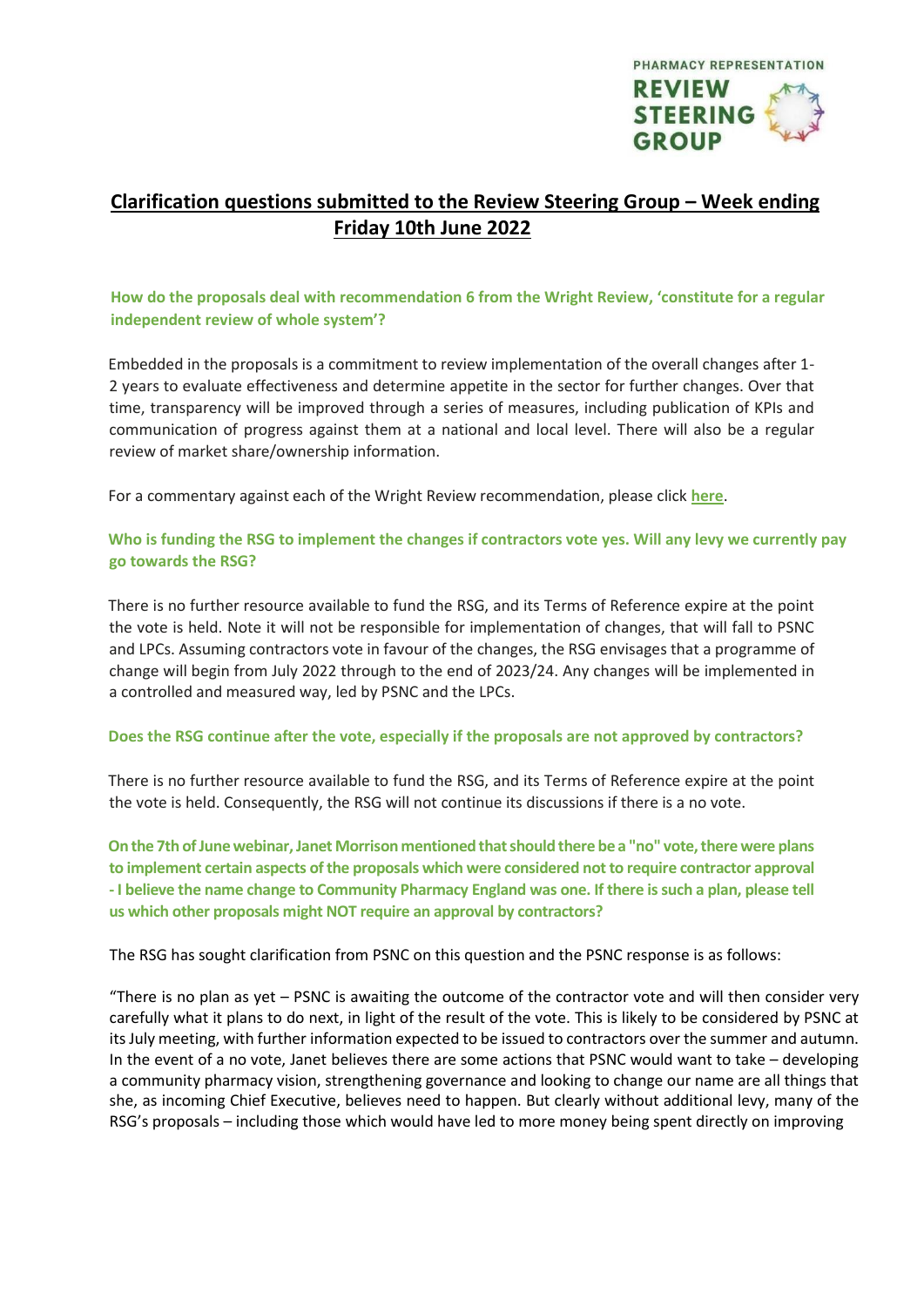PHARMACY REPRESENTATION
REVIEW
STEERING
GROUP

# Clarification questions submitted to the Review Steering Group – Week ending Friday 10th June 2022

**How do the proposals deal with recommendation 6 from the Wright Review, 'constitute for a regular independent review of whole system'?**

Embedded in the proposals is a commitment to review implementation of the overall changes after 1-2 years to evaluate effectiveness and determine appetite in the sector for further changes. Over that time, transparency will be improved through a series of measures, including publication of KPIs and communication of progress against them at a national and local level. There will also be a regular review of market share/ownership information.

For a commentary against each of the Wright Review recommendation, please click **here**.

**Who is funding the RSG to implement the changes if contractors vote yes. Will any levy we currently pay go towards the RSG?**

There is no further resource available to fund the RSG, and its Terms of Reference expire at the point the vote is held. Note it will not be responsible for implementation of changes, that will fall to PSNC and LPCs. Assuming contractors vote in favour of the changes, the RSG envisages that a programme of change will begin from July 2022 through to the end of 2023/24. Any changes will be implemented in a controlled and measured way, led by PSNC and the LPCs.

**Does the RSG continue after the vote, especially if the proposals are not approved by contractors?**

There is no further resource available to fund the RSG, and its Terms of Reference expire at the point the vote is held. Consequently, the RSG will not continue its discussions if there is a no vote.

**On the 7th of June webinar, Janet Morrison mentioned that should there be a "no" vote, there were plans to implement certain aspects of the proposals which were considered not to require contractor approval - I believe the name change to Community Pharmacy England was one. If there is such a plan, please tell us which other proposals might NOT require an approval by contractors?**

The RSG has sought clarification from PSNC on this question and the PSNC response is as follows:

"There is no plan as yet – PSNC is awaiting the outcome of the contractor vote and will then consider very carefully what it plans to do next, in light of the result of the vote. This is likely to be considered by PSNC at its July meeting, with further information expected to be issued to contractors over the summer and autumn. In the event of a no vote, Janet believes there are some actions that PSNC would want to take – developing a community pharmacy vision, strengthening governance and looking to change our name are all things that she, as incoming Chief Executive, believes need to happen. But clearly without additional levy, many of the RSG's proposals – including those which would have led to more money being spent directly on improving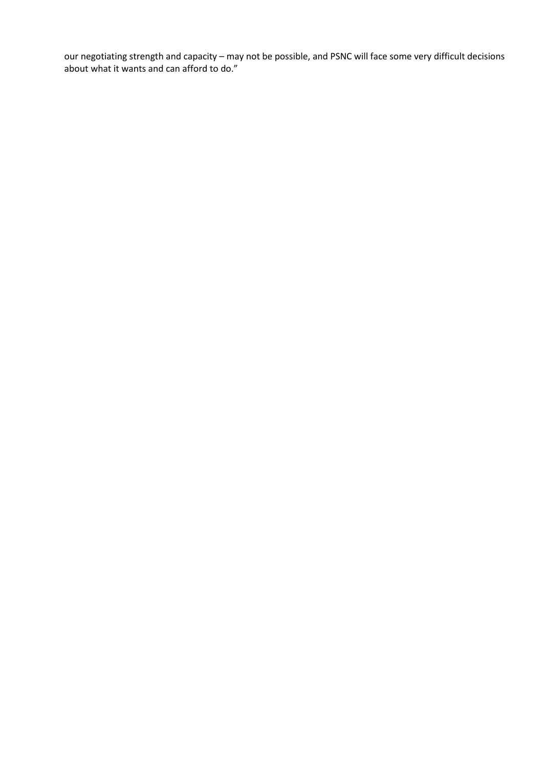our negotiating strength and capacity – may not be possible, and PSNC will face some very difficult decisions about what it wants and can afford to do."